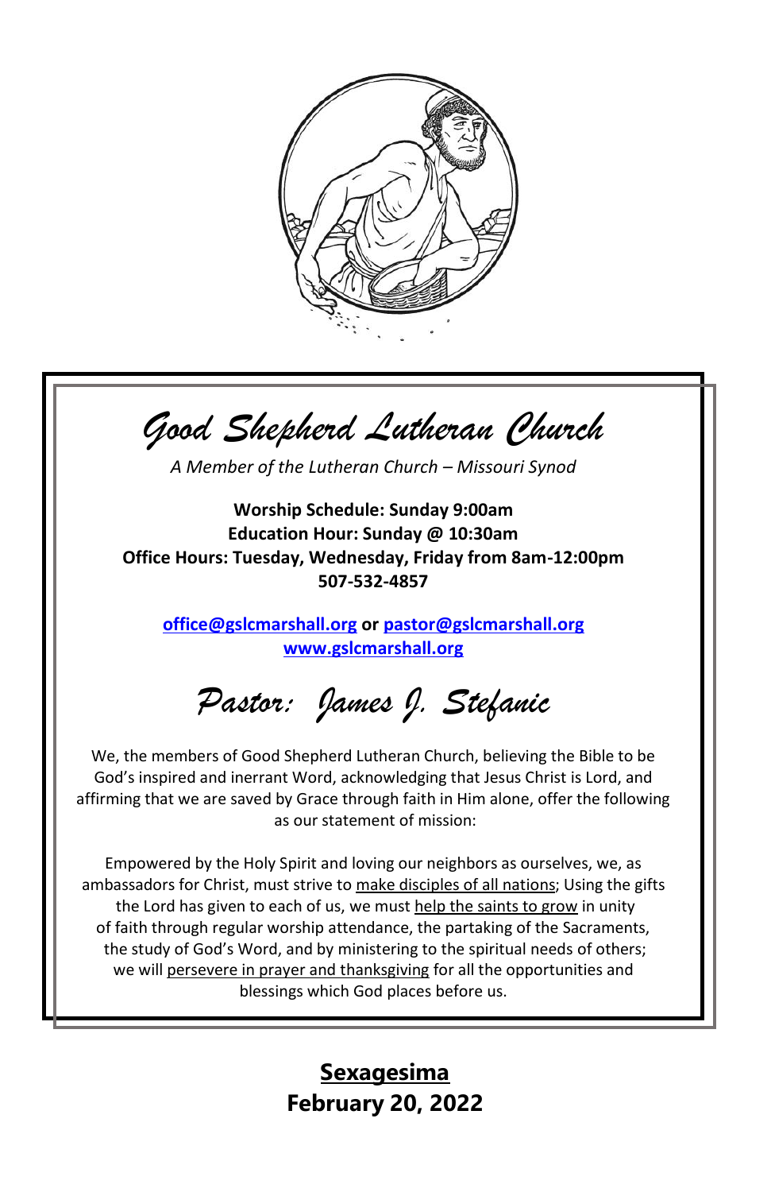# *Good Shepherd Lutheran Church*

*A Member of the Lutheran Church – Missouri Synod*

**Worship Schedule: Sunday 9:00am**
**Education Hour: Sunday @ 10:30am**
**Office Hours: Tuesday, Wednesday, Friday from 8am-12:00pm**
**507-532-4857**

**office@gslcmarshall.org or pastor@gslcmarshall.org**
**www.gslcmarshall.org**

## *Pastor: James J. Stefanic*

We, the members of Good Shepherd Lutheran Church, believing the Bible to be God's inspired and inerrant Word, acknowledging that Jesus Christ is Lord, and affirming that we are saved by Grace through faith in Him alone, offer the following as our statement of mission:

Empowered by the Holy Spirit and loving our neighbors as ourselves, we, as ambassadors for Christ, must strive to make disciples of all nations; Using the gifts the Lord has given to each of us, we must help the saints to grow in unity of faith through regular worship attendance, the partaking of the Sacraments, the study of God's Word, and by ministering to the spiritual needs of others; we will persevere in prayer and thanksgiving for all the opportunities and blessings which God places before us.

## Sexagesima
## February 20, 2022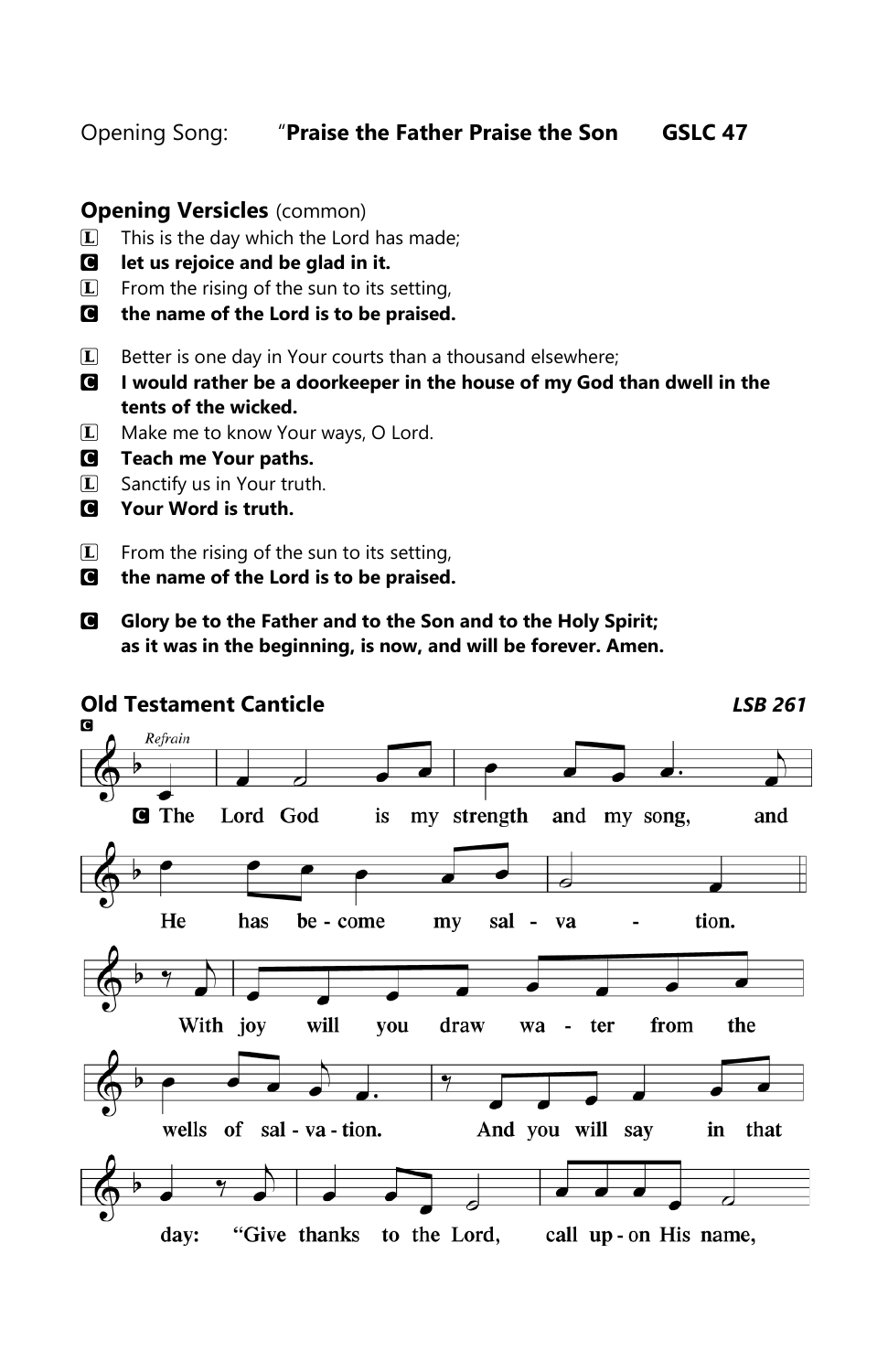Opening Song: “**Praise the Father Praise the Son GSLC 47**

## Opening Versicles (common)

L This is the day which the Lord has made;

**C let us rejoice and be glad in it.**

L From the rising of the sun to its setting,

**C the name of the Lord is to be praised.**

L Better is one day in Your courts than a thousand elsewhere;

**C I would rather be a doorkeeper in the house of my God than dwell in the tents of the wicked.**

L Make me to know Your ways, O Lord.

**C Teach me Your paths.**

L Sanctify us in Your truth.

**C Your Word is truth.**

L From the rising of the sun to its setting,

**C the name of the Lord is to be praised.**

**C Glory be to the Father and to the Son and to the Holy Spirit; as it was in the beginning, is now, and will be forever. Amen.**

## Old Testament Canticle *LSB 261*

C *Refrain*

**C The Lord God is my strength and my song, and He has become my salvation.**

**With joy will you draw water from the wells of salvation. And you will say in that day: “Give thanks to the Lord, call upon His name,**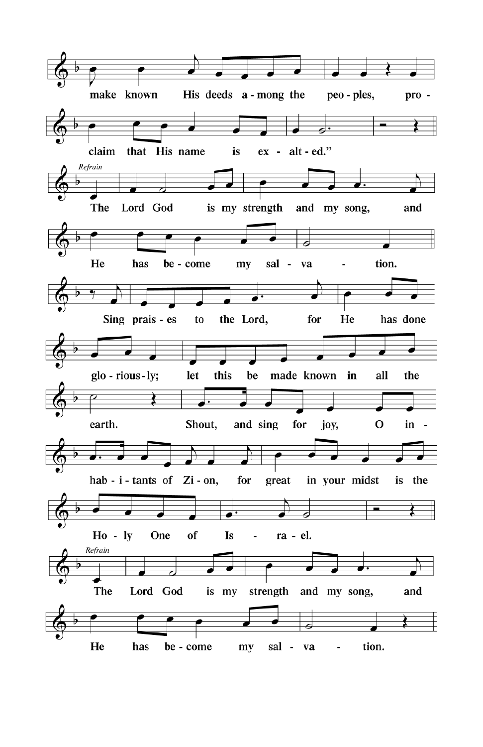make known His deeds among the peoples, proclaim that His name is exalted."

*Refrain*

The Lord God is my strength and my song, and He has become my salvation.

Sing praises to the Lord, for He has done gloriously; let this be made known in all the earth. Shout, and sing for joy, O inhabitants of Zion, for great in your midst is the Holy One of Israel.

*Refrain*

The Lord God is my strength and my song, and He has become my salvation.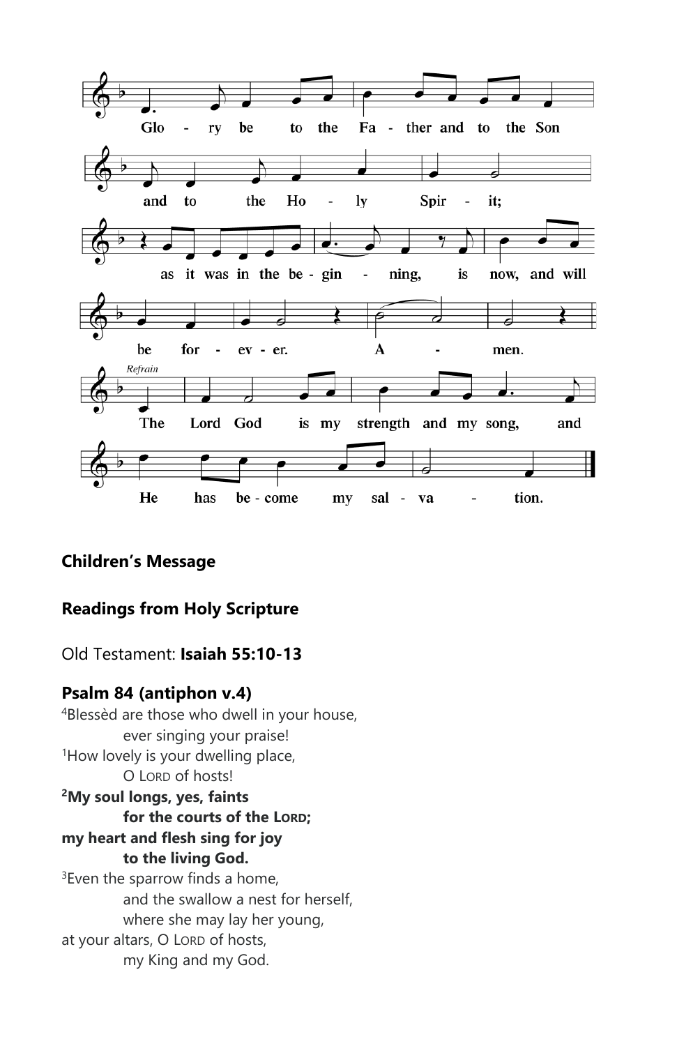Glory be to the Father and to the Son and to the Holy Spirit; as it was in the beginning, is now, and will be forever. Amen.

*Refrain*
The Lord God is my strength and my song, and He has become my salvation.

**Children's Message**

**Readings from Holy Scripture**

Old Testament: **Isaiah 55:10-13**

**Psalm 84 (antiphon v.4)**

[4]Blessèd are those who dwell in your house,
ever singing your praise!
[1]How lovely is your dwelling place,
O LORD of hosts!
**[2]My soul longs, yes, faints**
**for the courts of the LORD;**
**my heart and flesh sing for joy**
**to the living God.**
[3]Even the sparrow finds a home,
and the swallow a nest for herself,
where she may lay her young,
at your altars, O LORD of hosts,
my King and my God.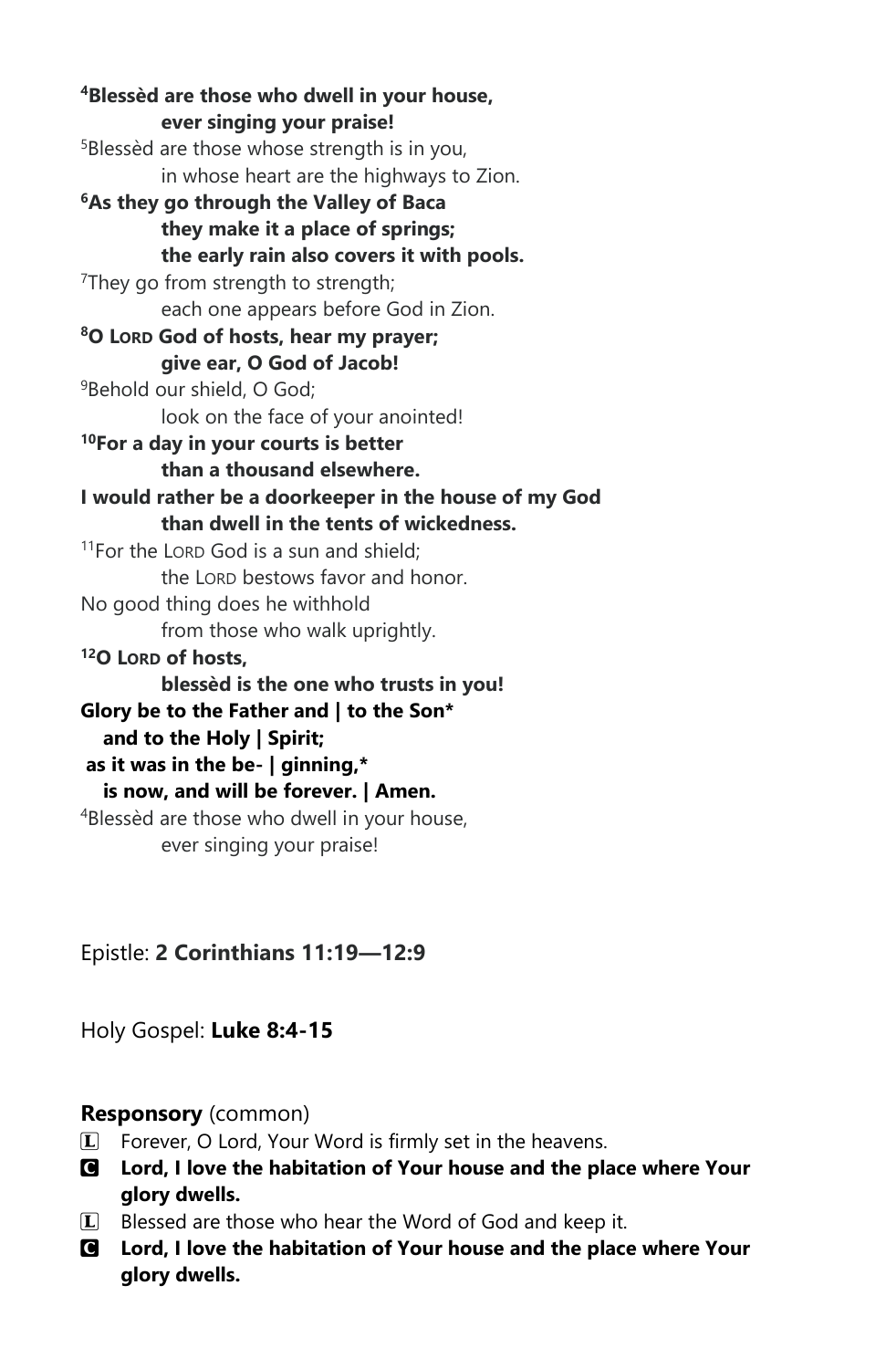**[4]Blessèd are those who dwell in your house,**
**ever singing your praise!**
[5]Blessèd are those whose strength is in you,
in whose heart are the highways to Zion.
**[6]As they go through the Valley of Baca**
**they make it a place of springs;**
**the early rain also covers it with pools.**
[7]They go from strength to strength;
each one appears before God in Zion.
**[8]O LORD God of hosts, hear my prayer;**
**give ear, O God of Jacob!**
[9]Behold our shield, O God;
look on the face of your anointed!
**[10]For a day in your courts is better**
**than a thousand elsewhere.**
**I would rather be a doorkeeper in the house of my God**
**than dwell in the tents of wickedness.**
[11]For the LORD God is a sun and shield;
the LORD bestows favor and honor.
No good thing does he withhold
from those who walk uprightly.
**[12]O LORD of hosts,**
**blessèd is the one who trusts in you!**
**Glory be to the Father and | to the Son***
**and to the Holy | Spirit;**
**as it was in the be- | ginning,***
**is now, and will be forever. | Amen.**
[4]Blessèd are those who dwell in your house,
ever singing your praise!

Epistle: **2 Corinthians 11:19—12:9**

Holy Gospel: **Luke 8:4-15**

**Responsory** (common)

L Forever, O Lord, Your Word is firmly set in the heavens.

C **Lord, I love the habitation of Your house and the place where Your glory dwells.**

L Blessed are those who hear the Word of God and keep it.

C **Lord, I love the habitation of Your house and the place where Your glory dwells.**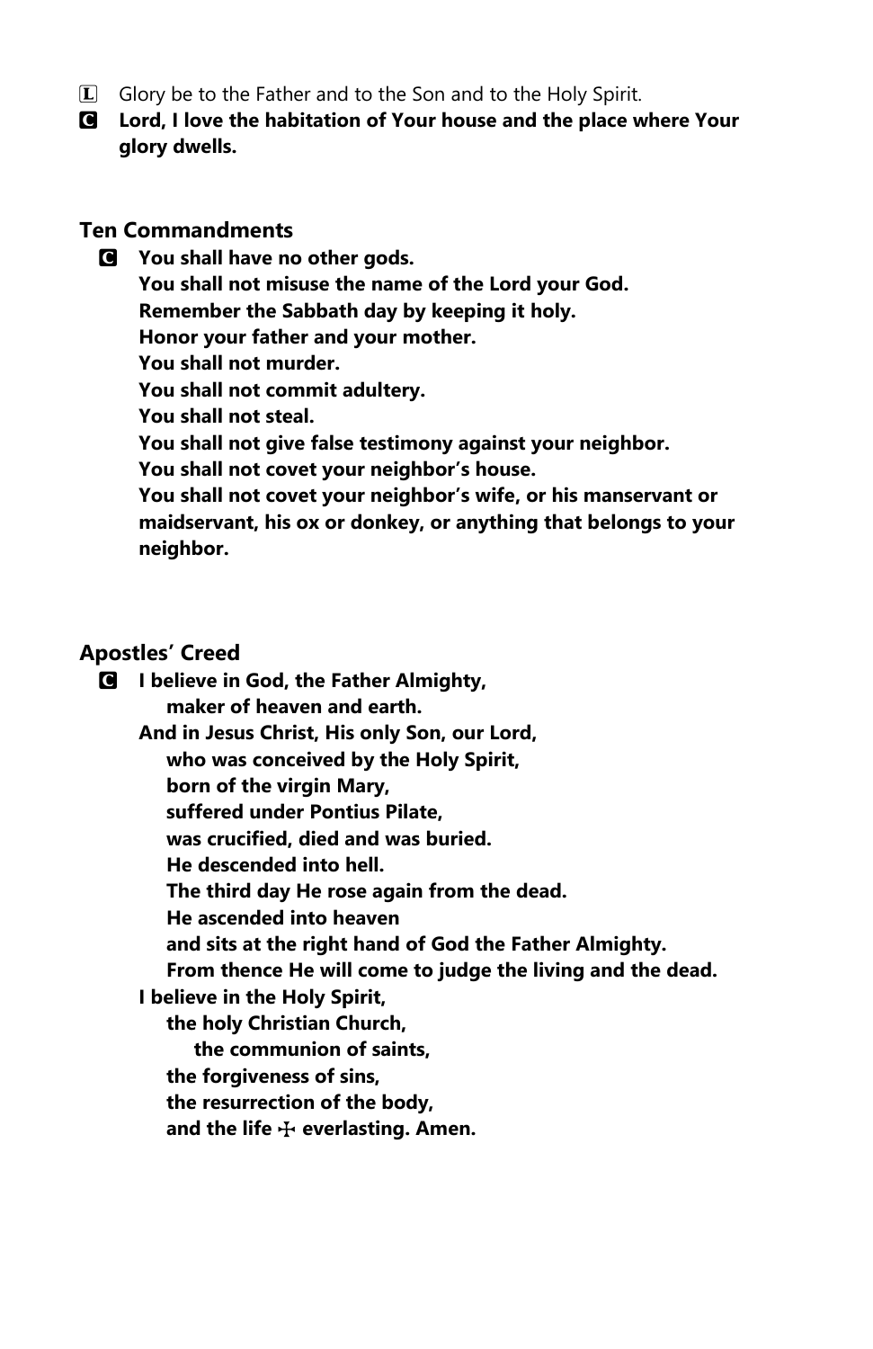L Glory be to the Father and to the Son and to the Holy Spirit.

**C Lord, I love the habitation of Your house and the place where Your glory dwells.**

## Ten Commandments

**C You shall have no other gods.**
**You shall not misuse the name of the Lord your God.**
**Remember the Sabbath day by keeping it holy.**
**Honor your father and your mother.**
**You shall not murder.**
**You shall not commit adultery.**
**You shall not steal.**
**You shall not give false testimony against your neighbor.**
**You shall not covet your neighbor's house.**
**You shall not covet your neighbor's wife, or his manservant or maidservant, his ox or donkey, or anything that belongs to your neighbor.**

## Apostles' Creed

**C I believe in God, the Father Almighty,**
**maker of heaven and earth.**
**And in Jesus Christ, His only Son, our Lord,**
**who was conceived by the Holy Spirit,**
**born of the virgin Mary,**
**suffered under Pontius Pilate,**
**was crucified, died and was buried.**
**He descended into hell.**
**The third day He rose again from the dead.**
**He ascended into heaven**
**and sits at the right hand of God the Father Almighty.**
**From thence He will come to judge the living and the dead.**
**I believe in the Holy Spirit,**
**the holy Christian Church,**
**the communion of saints,**
**the forgiveness of sins,**
**the resurrection of the body,**
**and the life ☩ everlasting. Amen.**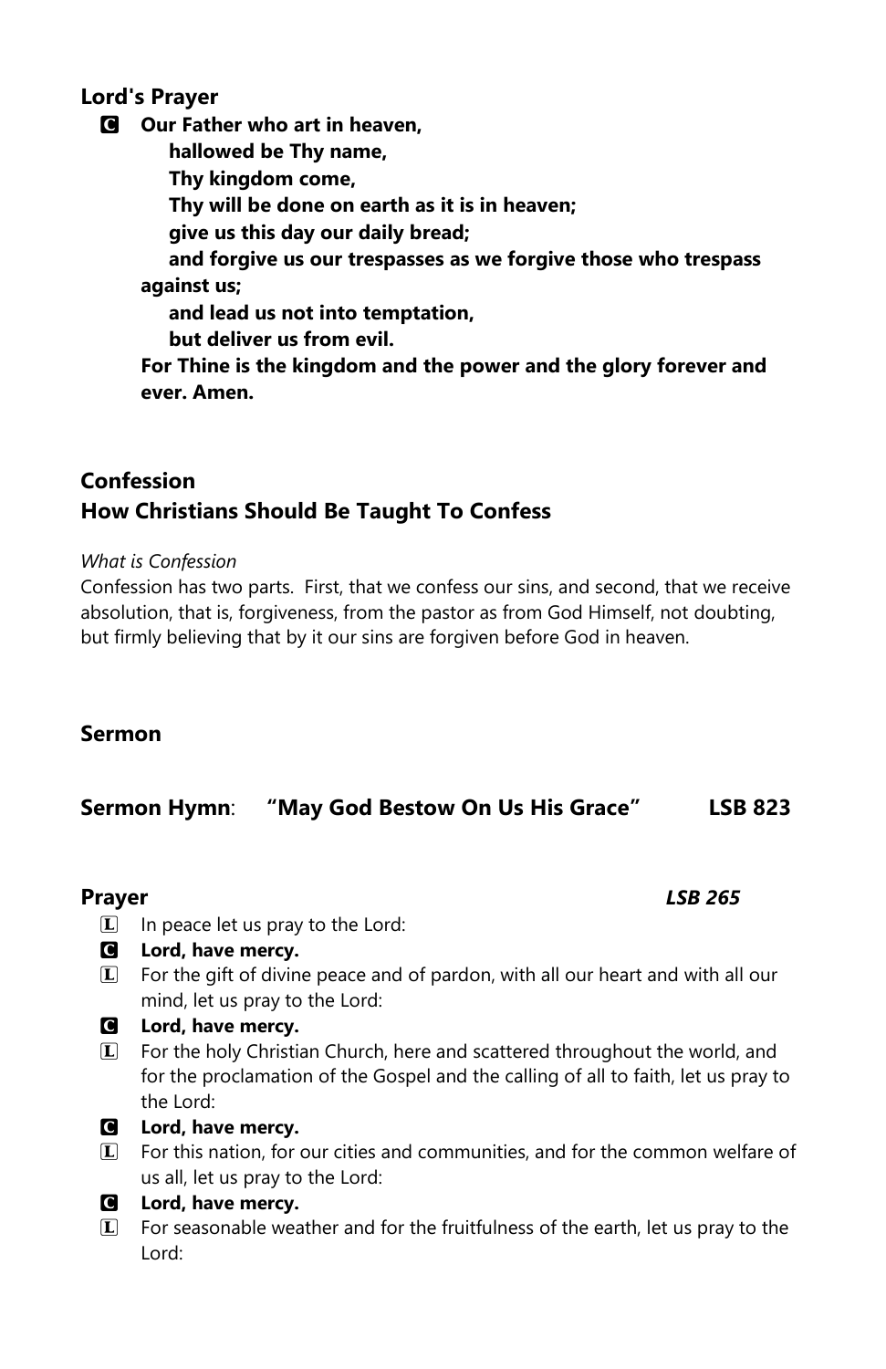## Lord's Prayer

**C** **Our Father who art in heaven,**
**hallowed be Thy name,**
**Thy kingdom come,**
**Thy will be done on earth as it is in heaven;**
**give us this day our daily bread;**
**and forgive us our trespasses as we forgive those who trespass against us;**
**and lead us not into temptation,**
**but deliver us from evil.**
**For Thine is the kingdom and the power and the glory forever and ever. Amen.**

## Confession
## How Christians Should Be Taught To Confess

*What is Confession*

Confession has two parts. First, that we confess our sins, and second, that we receive absolution, that is, forgiveness, from the pastor as from God Himself, not doubting, but firmly believing that by it our sins are forgiven before God in heaven.

## Sermon

## Sermon Hymn: "May God Bestow On Us His Grace" LSB 823

## Prayer *LSB 265*

**L** In peace let us pray to the Lord:

**C** **Lord, have mercy.**

**L** For the gift of divine peace and of pardon, with all our heart and with all our mind, let us pray to the Lord:

**C** **Lord, have mercy.**

**L** For the holy Christian Church, here and scattered throughout the world, and for the proclamation of the Gospel and the calling of all to faith, let us pray to the Lord:

**C** **Lord, have mercy.**

**L** For this nation, for our cities and communities, and for the common welfare of us all, let us pray to the Lord:

**C** **Lord, have mercy.**

**L** For seasonable weather and for the fruitfulness of the earth, let us pray to the Lord: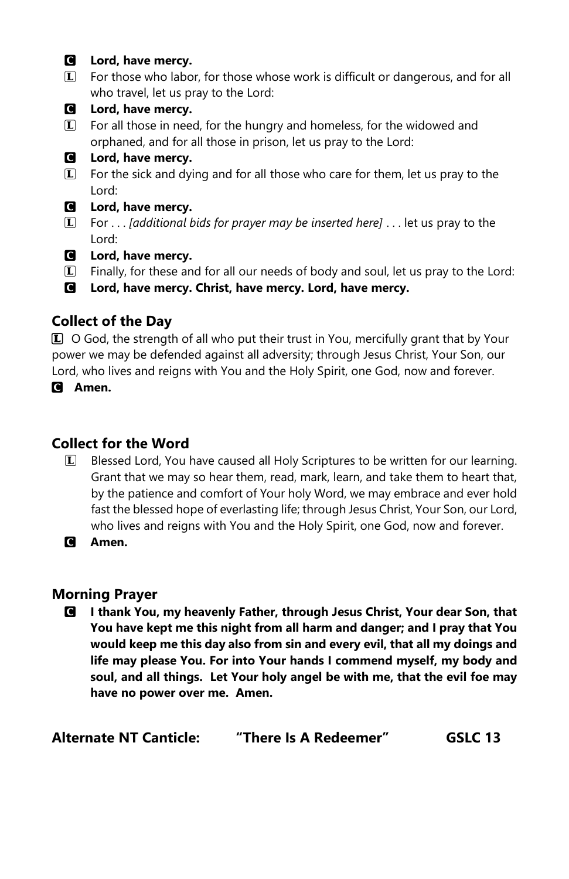**C** **Lord, have mercy.**

**L** For those who labor, for those whose work is difficult or dangerous, and for all who travel, let us pray to the Lord:

**C** **Lord, have mercy.**

**L** For all those in need, for the hungry and homeless, for the widowed and orphaned, and for all those in prison, let us pray to the Lord:

**C** **Lord, have mercy.**

**L** For the sick and dying and for all those who care for them, let us pray to the Lord:

**C** **Lord, have mercy.**

**L** For . . . *[additional bids for prayer may be inserted here]* . . . let us pray to the Lord:

**C** **Lord, have mercy.**

**L** Finally, for these and for all our needs of body and soul, let us pray to the Lord:

**C** **Lord, have mercy. Christ, have mercy. Lord, have mercy.**

## Collect of the Day

**L** O God, the strength of all who put their trust in You, mercifully grant that by Your power we may be defended against all adversity; through Jesus Christ, Your Son, our Lord, who lives and reigns with You and the Holy Spirit, one God, now and forever.

**C** **Amen.**

## Collect for the Word

**L** Blessed Lord, You have caused all Holy Scriptures to be written for our learning. Grant that we may so hear them, read, mark, learn, and take them to heart that, by the patience and comfort of Your holy Word, we may embrace and ever hold fast the blessed hope of everlasting life; through Jesus Christ, Your Son, our Lord, who lives and reigns with You and the Holy Spirit, one God, now and forever.

**C** **Amen.**

## Morning Prayer

**C** **I thank You, my heavenly Father, through Jesus Christ, Your dear Son, that You have kept me this night from all harm and danger; and I pray that You would keep me this day also from sin and every evil, that all my doings and life may please You. For into Your hands I commend myself, my body and soul, and all things. Let Your holy angel be with me, that the evil foe may have no power over me. Amen.**

**Alternate NT Canticle: "There Is A Redeemer" GSLC 13**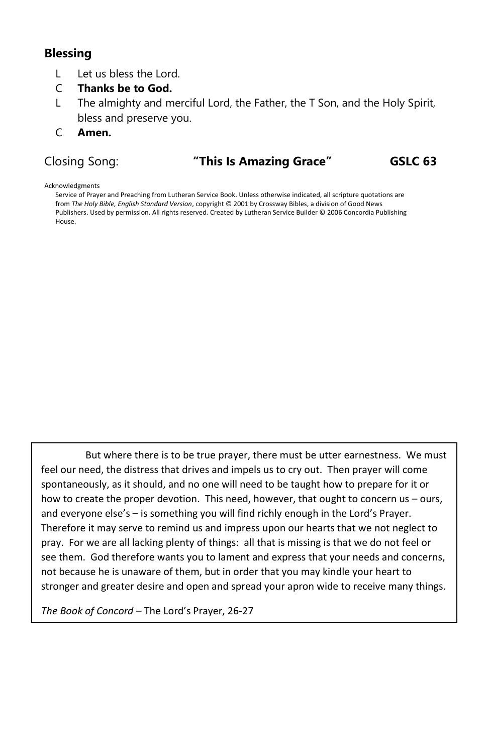## Blessing

L   Let us bless the Lord.

C   **Thanks be to God.**

L   The almighty and merciful Lord, the Father, the T Son, and the Holy Spirit, bless and preserve you.

C   **Amen.**

Closing Song: **"This Is Amazing Grace"** **GSLC 63**

Acknowledgments

Service of Prayer and Preaching from Lutheran Service Book. Unless otherwise indicated, all scripture quotations are from *The Holy Bible, English Standard Version*, copyright © 2001 by Crossway Bibles, a division of Good News Publishers. Used by permission. All rights reserved. Created by Lutheran Service Builder © 2006 Concordia Publishing House.

But where there is to be true prayer, there must be utter earnestness. We must feel our need, the distress that drives and impels us to cry out. Then prayer will come spontaneously, as it should, and no one will need to be taught how to prepare for it or how to create the proper devotion. This need, however, that ought to concern us – ours, and everyone else's – is something you will find richly enough in the Lord's Prayer. Therefore it may serve to remind us and impress upon our hearts that we not neglect to pray. For we are all lacking plenty of things: all that is missing is that we do not feel or see them. God therefore wants you to lament and express that your needs and concerns, not because he is unaware of them, but in order that you may kindle your heart to stronger and greater desire and open and spread your apron wide to receive many things.

*The Book of Concord* – The Lord's Prayer, 26-27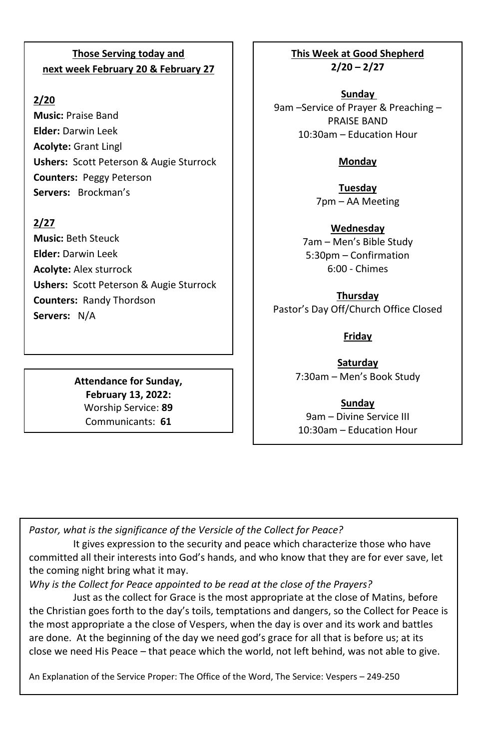**Those Serving today and next week February 20 & February 27**

**2/20**

**Music:** Praise Band
**Elder:** Darwin Leek
**Acolyte:** Grant Lingl
**Ushers:** Scott Peterson & Augie Sturrock
**Counters:** Peggy Peterson
**Servers:** Brockman's

**2/27**

**Music:** Beth Steuck
**Elder:** Darwin Leek
**Acolyte:** Alex sturrock
**Ushers:** Scott Peterson & Augie Sturrock
**Counters:** Randy Thordson
**Servers:** N/A

**Attendance for Sunday, February 13, 2022:**
Worship Service: **89**
Communicants: **61**

**This Week at Good Shepherd 2/20 – 2/27**

**Sunday**
9am –Service of Prayer & Preaching – PRAISE BAND
10:30am – Education Hour

**Monday**

**Tuesday**
7pm – AA Meeting

**Wednesday**
7am – Men's Bible Study
5:30pm – Confirmation
6:00 - Chimes

**Thursday**
Pastor's Day Off/Church Office Closed

**Friday**

**Saturday**
7:30am – Men's Book Study

**Sunday**
9am – Divine Service III
10:30am – Education Hour

*Pastor, what is the significance of the Versicle of the Collect for Peace?*

It gives expression to the security and peace which characterize those who have committed all their interests into God's hands, and who know that they are for ever save, let the coming night bring what it may.

*Why is the Collect for Peace appointed to be read at the close of the Prayers?*

Just as the collect for Grace is the most appropriate at the close of Matins, before the Christian goes forth to the day's toils, temptations and dangers, so the Collect for Peace is the most appropriate a the close of Vespers, when the day is over and its work and battles are done. At the beginning of the day we need god's grace for all that is before us; at its close we need His Peace – that peace which the world, not left behind, was not able to give.

An Explanation of the Service Proper: The Office of the Word, The Service: Vespers – 249-250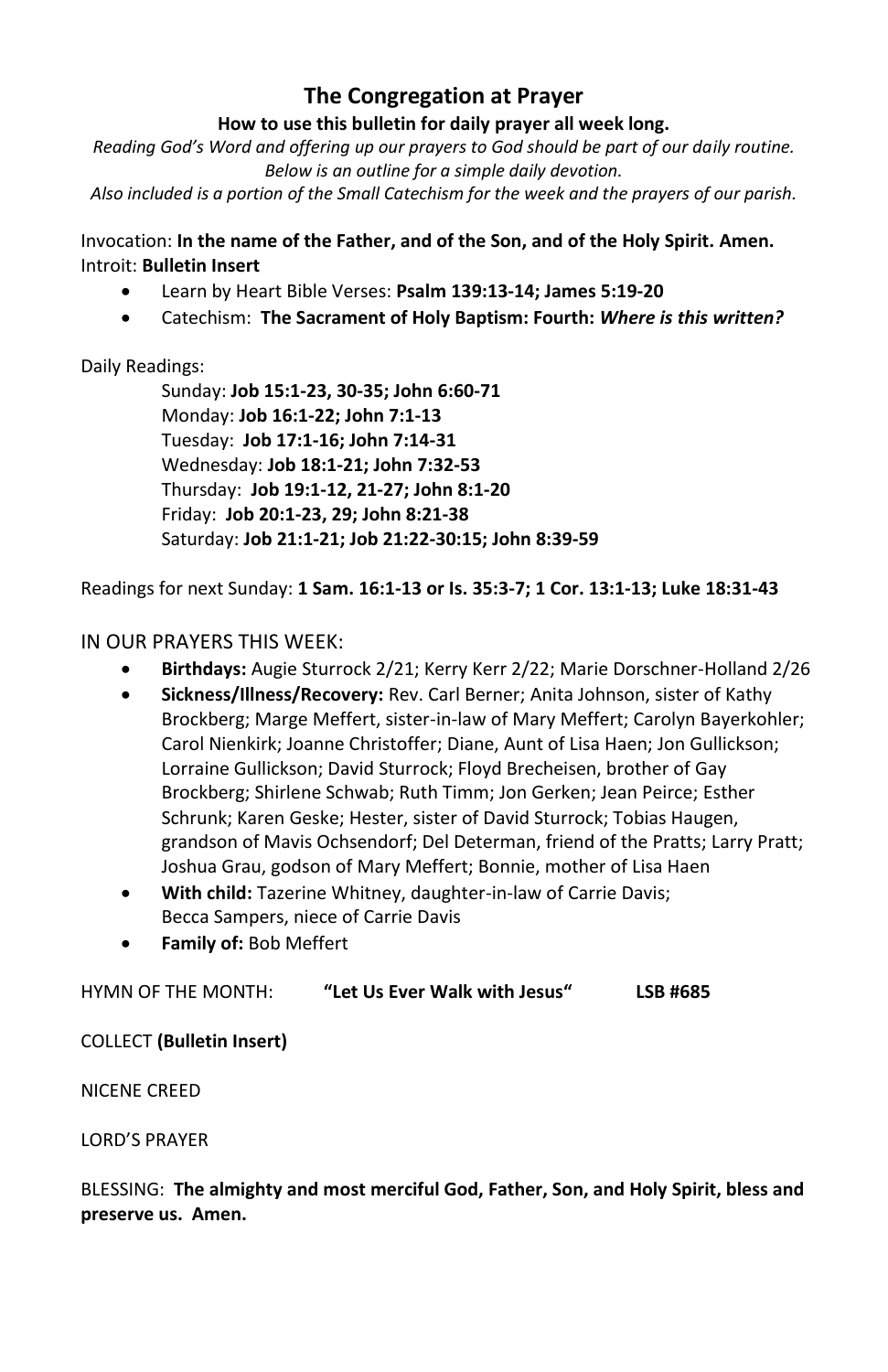# The Congregation at Prayer

**How to use this bulletin for daily prayer all week long.**

*Reading God's Word and offering up our prayers to God should be part of our daily routine. Below is an outline for a simple daily devotion. Also included is a portion of the Small Catechism for the week and the prayers of our parish.*

Invocation: **In the name of the Father, and of the Son, and of the Holy Spirit. Amen.**
Introit: **Bulletin Insert**

- Learn by Heart Bible Verses: **Psalm 139:13-14; James 5:19-20**
- Catechism: **The Sacrament of Holy Baptism: Fourth: *Where is this written?***

Daily Readings:

Sunday: **Job 15:1-23, 30-35; John 6:60-71**
Monday: **Job 16:1-22; John 7:1-13**
Tuesday: **Job 17:1-16; John 7:14-31**
Wednesday: **Job 18:1-21; John 7:32-53**
Thursday: **Job 19:1-12, 21-27; John 8:1-20**
Friday: **Job 20:1-23, 29; John 8:21-38**
Saturday: **Job 21:1-21; Job 21:22-30:15; John 8:39-59**

Readings for next Sunday: **1 Sam. 16:1-13 or Is. 35:3-7; 1 Cor. 13:1-13; Luke 18:31-43**

IN OUR PRAYERS THIS WEEK:

- **Birthdays:** Augie Sturrock 2/21; Kerry Kerr 2/22; Marie Dorschner-Holland 2/26
- **Sickness/Illness/Recovery:** Rev. Carl Berner; Anita Johnson, sister of Kathy Brockberg; Marge Meffert, sister-in-law of Mary Meffert; Carolyn Bayerkohler; Carol Nienkirk; Joanne Christoffer; Diane, Aunt of Lisa Haen; Jon Gullickson; Lorraine Gullickson; David Sturrock; Floyd Brecheisen, brother of Gay Brockberg; Shirlene Schwab; Ruth Timm; Jon Gerken; Jean Peirce; Esther Schrunk; Karen Geske; Hester, sister of David Sturrock; Tobias Haugen, grandson of Mavis Ochsendorf; Del Determan, friend of the Pratts; Larry Pratt; Joshua Grau, godson of Mary Meffert; Bonnie, mother of Lisa Haen
- **With child:** Tazerine Whitney, daughter-in-law of Carrie Davis; Becca Sampers, niece of Carrie Davis
- **Family of:** Bob Meffert

HYMN OF THE MONTH: **"Let Us Ever Walk with Jesus"** **LSB #685**

COLLECT **(Bulletin Insert)**

NICENE CREED

LORD'S PRAYER

BLESSING: **The almighty and most merciful God, Father, Son, and Holy Spirit, bless and preserve us. Amen.**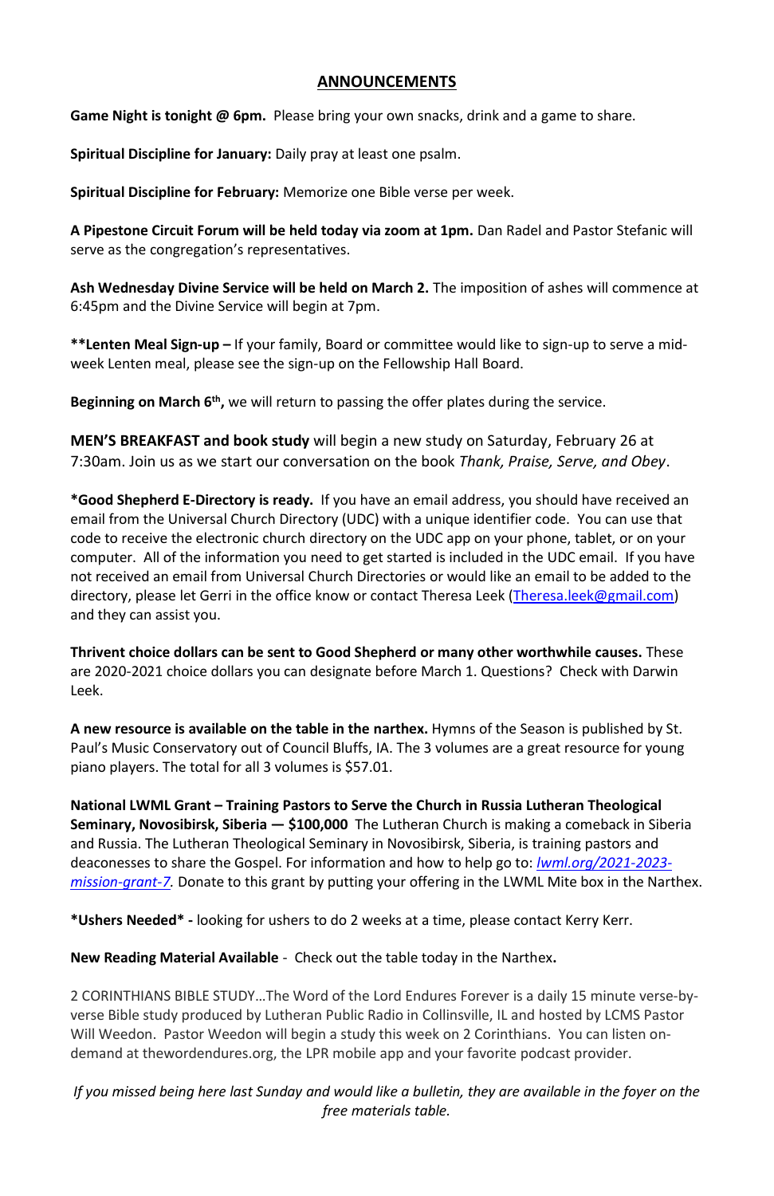## ANNOUNCEMENTS

**Game Night is tonight @ 6pm.** Please bring your own snacks, drink and a game to share.

**Spiritual Discipline for January:** Daily pray at least one psalm.

**Spiritual Discipline for February:** Memorize one Bible verse per week.

**A Pipestone Circuit Forum will be held today via zoom at 1pm.** Dan Radel and Pastor Stefanic will serve as the congregation's representatives.

**Ash Wednesday Divine Service will be held on March 2.** The imposition of ashes will commence at 6:45pm and the Divine Service will begin at 7pm.

****Lenten Meal Sign-up –** If your family, Board or committee would like to sign-up to serve a mid-week Lenten meal, please see the sign-up on the Fellowship Hall Board.

**Beginning on March 6th,** we will return to passing the offer plates during the service.

**MEN'S BREAKFAST and book study** will begin a new study on Saturday, February 26 at 7:30am. Join us as we start our conversation on the book *Thank, Praise, Serve, and Obey*.

***Good Shepherd E-Directory is ready.** If you have an email address, you should have received an email from the Universal Church Directory (UDC) with a unique identifier code. You can use that code to receive the electronic church directory on the UDC app on your phone, tablet, or on your computer. All of the information you need to get started is included in the UDC email. If you have not received an email from Universal Church Directories or would like an email to be added to the directory, please let Gerri in the office know or contact Theresa Leek (Theresa.leek@gmail.com) and they can assist you.

**Thrivent choice dollars can be sent to Good Shepherd or many other worthwhile causes.** These are 2020-2021 choice dollars you can designate before March 1. Questions? Check with Darwin Leek.

**A new resource is available on the table in the narthex.** Hymns of the Season is published by St. Paul's Music Conservatory out of Council Bluffs, IA. The 3 volumes are a great resource for young piano players. The total for all 3 volumes is $57.01.

**National LWML Grant – Training Pastors to Serve the Church in Russia Lutheran Theological Seminary, Novosibirsk, Siberia — $100,000** The Lutheran Church is making a comeback in Siberia and Russia. The Lutheran Theological Seminary in Novosibirsk, Siberia, is training pastors and deaconesses to share the Gospel. For information and how to help go to: *lwml.org/2021-2023-mission-grant-7.* Donate to this grant by putting your offering in the LWML Mite box in the Narthex.

***Ushers Needed* -** looking for ushers to do 2 weeks at a time, please contact Kerry Kerr.

**New Reading Material Available** - Check out the table today in the Narthex**.**

2 CORINTHIANS BIBLE STUDY…The Word of the Lord Endures Forever is a daily 15 minute verse-by-verse Bible study produced by Lutheran Public Radio in Collinsville, IL and hosted by LCMS Pastor Will Weedon. Pastor Weedon will begin a study this week on 2 Corinthians. You can listen on-demand at thewordendures.org, the LPR mobile app and your favorite podcast provider.

*If you missed being here last Sunday and would like a bulletin, they are available in the foyer on the free materials table.*